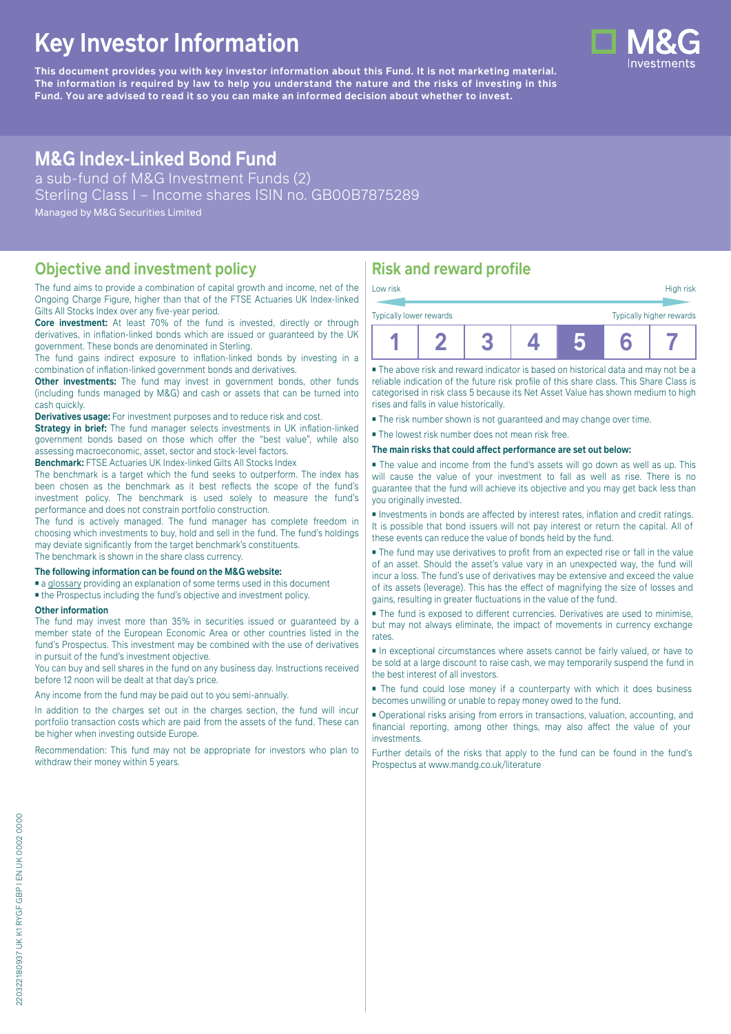# Key Investor Information

**This document provides you with key investor information about this Fund. It is not marketing material. The information is required by law to help you understand the nature and the risks of investing in this Fund. You are advised to read it so you can make an informed decision about whether to invest.**

## M&G Index-Linked Bond Fund

a sub-fund of M&G Investment Funds (2)
Sterling Class I – Income shares ISIN no. GB00B7875289
Managed by M&G Securities Limited

## Objective and investment policy

The fund aims to provide a combination of capital growth and income, net of the Ongoing Charge Figure, higher than that of the FTSE Actuaries UK Index-linked Gilts All Stocks Index over any five-year period.

**Core investment:** At least 70% of the fund is invested, directly or through derivatives, in inflation-linked bonds which are issued or guaranteed by the UK government. These bonds are denominated in Sterling.

The fund gains indirect exposure to inflation-linked bonds by investing in a combination of inflation-linked government bonds and derivatives.

**Other investments:** The fund may invest in government bonds, other funds (including funds managed by M&G) and cash or assets that can be turned into cash quickly.

**Derivatives usage:** For investment purposes and to reduce risk and cost.

**Strategy in brief:** The fund manager selects investments in UK inflation-linked government bonds based on those which offer the "best value", while also assessing macroeconomic, asset, sector and stock-level factors.

**Benchmark:** FTSE Actuaries UK Index-linked Gilts All Stocks Index

The benchmark is a target which the fund seeks to outperform. The index has been chosen as the benchmark as it best reflects the scope of the fund's investment policy. The benchmark is used solely to measure the fund's performance and does not constrain portfolio construction.

The fund is actively managed. The fund manager has complete freedom in choosing which investments to buy, hold and sell in the fund. The fund's holdings may deviate significantly from the target benchmark's constituents.

The benchmark is shown in the share class currency.

**The following information can be found on the M&G website:**

- a glossary providing an explanation of some terms used in this document
- the Prospectus including the fund's objective and investment policy.

**Other information**

The fund may invest more than 35% in securities issued or guaranteed by a member state of the European Economic Area or other countries listed in the fund's Prospectus. This investment may be combined with the use of derivatives in pursuit of the fund's investment objective.

You can buy and sell shares in the fund on any business day. Instructions received before 12 noon will be dealt at that day's price.

Any income from the fund may be paid out to you semi-annually.

In addition to the charges set out in the charges section, the fund will incur portfolio transaction costs which are paid from the assets of the fund. These can be higher when investing outside Europe.

Recommendation: This fund may not be appropriate for investors who plan to withdraw their money within 5 years.

## Risk and reward profile

Low risk — High risk

Typically lower rewards — Typically higher rewards

| 1 | 2 | 3 | 4 | **5** | 6 | 7 |
|---|---|---|---|---|---|---|

- The above risk and reward indicator is based on historical data and may not be a reliable indication of the future risk profile of this share class. This Share Class is categorised in risk class 5 because its Net Asset Value has shown medium to high rises and falls in value historically.
- The risk number shown is not guaranteed and may change over time.
- The lowest risk number does not mean risk free.

**The main risks that could affect performance are set out below:**

- The value and income from the fund's assets will go down as well as up. This will cause the value of your investment to fall as well as rise. There is no guarantee that the fund will achieve its objective and you may get back less than you originally invested.
- Investments in bonds are affected by interest rates, inflation and credit ratings. It is possible that bond issuers will not pay interest or return the capital. All of these events can reduce the value of bonds held by the fund.
- The fund may use derivatives to profit from an expected rise or fall in the value of an asset. Should the asset's value vary in an unexpected way, the fund will incur a loss. The fund's use of derivatives may be extensive and exceed the value of its assets (leverage). This has the effect of magnifying the size of losses and gains, resulting in greater fluctuations in the value of the fund.
- The fund is exposed to different currencies. Derivatives are used to minimise, but may not always eliminate, the impact of movements in currency exchange rates.
- In exceptional circumstances where assets cannot be fairly valued, or have to be sold at a large discount to raise cash, we may temporarily suspend the fund in the best interest of all investors.
- The fund could lose money if a counterparty with which it does business becomes unwilling or unable to repay money owed to the fund.
- Operational risks arising from errors in transactions, valuation, accounting, and financial reporting, among other things, may also affect the value of your investments.

Further details of the risks that apply to the fund can be found in the fund's Prospectus at www.mandg.co.uk/literature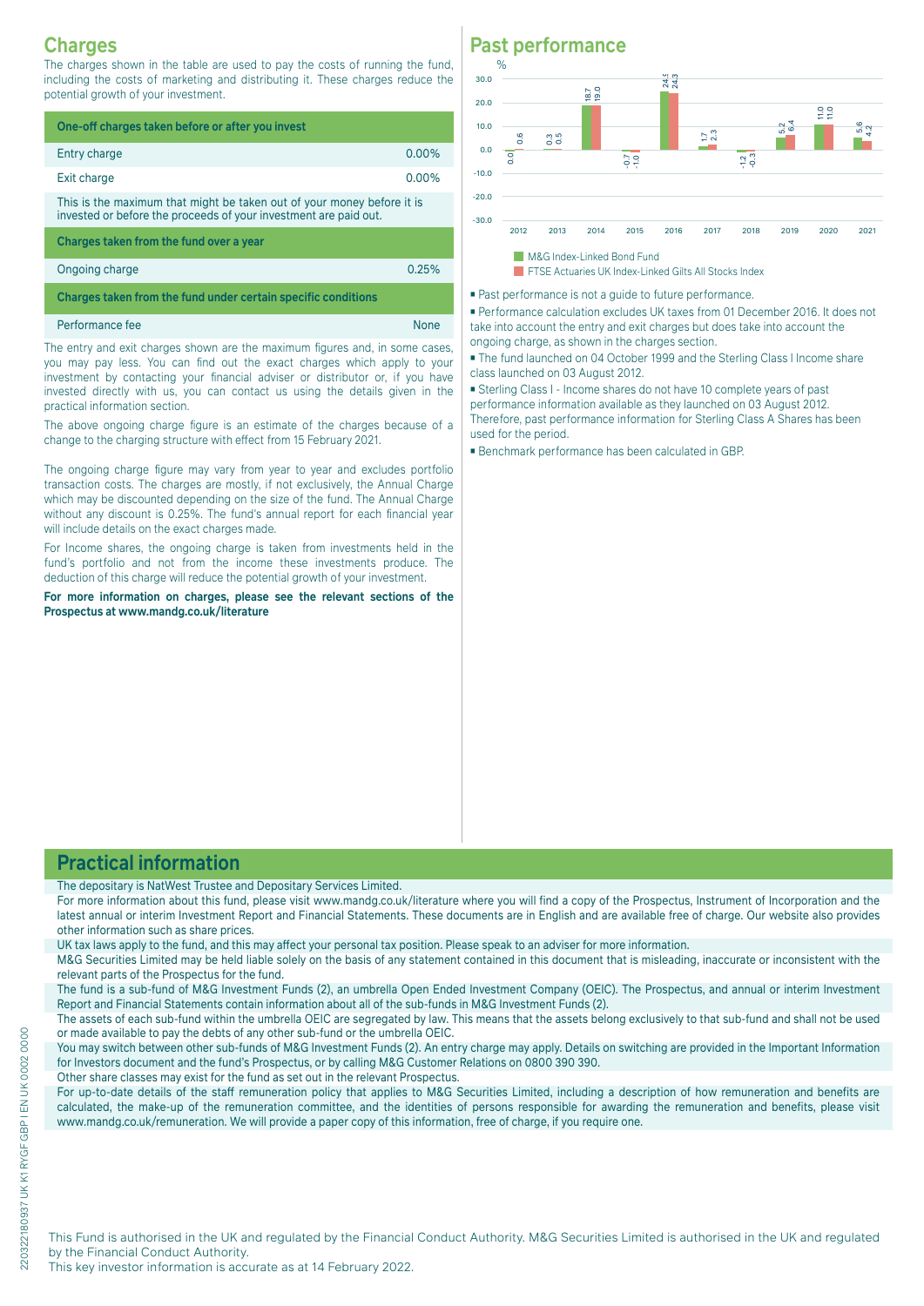## Charges

The charges shown in the table are used to pay the costs of running the fund, including the costs of marketing and distributing it. These charges reduce the potential growth of your investment.

| One-off charges taken before or after you invest | |
|---|---|
| Entry charge | 0.00% |
| Exit charge | 0.00% |
| This is the maximum that might be taken out of your money before it is invested or before the proceeds of your investment are paid out. | |
| **Charges taken from the fund over a year** | |
| Ongoing charge | 0.25% |
| **Charges taken from the fund under certain specific conditions** | |
| Performance fee | None |

The entry and exit charges shown are the maximum figures and, in some cases, you may pay less. You can find out the exact charges which apply to your investment by contacting your financial adviser or distributor or, if you have invested directly with us, you can contact us using the details given in the practical information section.

The above ongoing charge figure is an estimate of the charges because of a change to the charging structure with effect from 15 February 2021.

The ongoing charge figure may vary from year to year and excludes portfolio transaction costs. The charges are mostly, if not exclusively, the Annual Charge which may be discounted depending on the size of the fund. The Annual Charge without any discount is 0.25%. The fund's annual report for each financial year will include details on the exact charges made.

For Income shares, the ongoing charge is taken from investments held in the fund's portfolio and not from the income these investments produce. The deduction of this charge will reduce the potential growth of your investment.

**For more information on charges, please see the relevant sections of the Prospectus at www.mandg.co.uk/literature**

## Past performance

%

30.0
20.0
10.0
0.0
-10.0
-20.0
-30.0

2012: 0.0, 0.6
2013: 0.3, 0.5
2014: 18.7, 19.0
2015: -0.7, -1.0
2016: 24.9, 24.3
2017: 1.7, 2.3
2018: -1.2, -0.3
2019: 5.2, 6.4
2020: 11.0, 11.0
2021: 5.6, 4.2

M&G Index-Linked Bond Fund
FTSE Actuaries UK Index-Linked Gilts All Stocks Index

- Past performance is not a guide to future performance.
- Performance calculation excludes UK taxes from 01 December 2016. It does not take into account the entry and exit charges but does take into account the ongoing charge, as shown in the charges section.
- The fund launched on 04 October 1999 and the Sterling Class I Income share class launched on 03 August 2012.
- Sterling Class I - Income shares do not have 10 complete years of past performance information available as they launched on 03 August 2012. Therefore, past performance information for Sterling Class A Shares has been used for the period.
- Benchmark performance has been calculated in GBP.

## Practical information

The depositary is NatWest Trustee and Depositary Services Limited.

For more information about this fund, please visit www.mandg.co.uk/literature where you will find a copy of the Prospectus, Instrument of Incorporation and the latest annual or interim Investment Report and Financial Statements. These documents are in English and are available free of charge. Our website also provides other information such as share prices.

UK tax laws apply to the fund, and this may affect your personal tax position. Please speak to an adviser for more information.

M&G Securities Limited may be held liable solely on the basis of any statement contained in this document that is misleading, inaccurate or inconsistent with the relevant parts of the Prospectus for the fund.

The fund is a sub-fund of M&G Investment Funds (2), an umbrella Open Ended Investment Company (OEIC). The Prospectus, and annual or interim Investment Report and Financial Statements contain information about all of the sub-funds in M&G Investment Funds (2).

The assets of each sub-fund within the umbrella OEIC are segregated by law. This means that the assets belong exclusively to that sub-fund and shall not be used or made available to pay the debts of any other sub-fund or the umbrella OEIC.

You may switch between other sub-funds of M&G Investment Funds (2). An entry charge may apply. Details on switching are provided in the Important Information for Investors document and the fund's Prospectus, or by calling M&G Customer Relations on 0800 390 390.

Other share classes may exist for the fund as set out in the relevant Prospectus.

For up-to-date details of the staff remuneration policy that applies to M&G Securities Limited, including a description of how remuneration and benefits are calculated, the make-up of the remuneration committee, and the identities of persons responsible for awarding the remuneration and benefits, please visit www.mandg.co.uk/remuneration. We will provide a paper copy of this information, free of charge, if you require one.

This Fund is authorised in the UK and regulated by the Financial Conduct Authority. M&G Securities Limited is authorised in the UK and regulated by the Financial Conduct Authority.

This key investor information is accurate as at 14 February 2022.